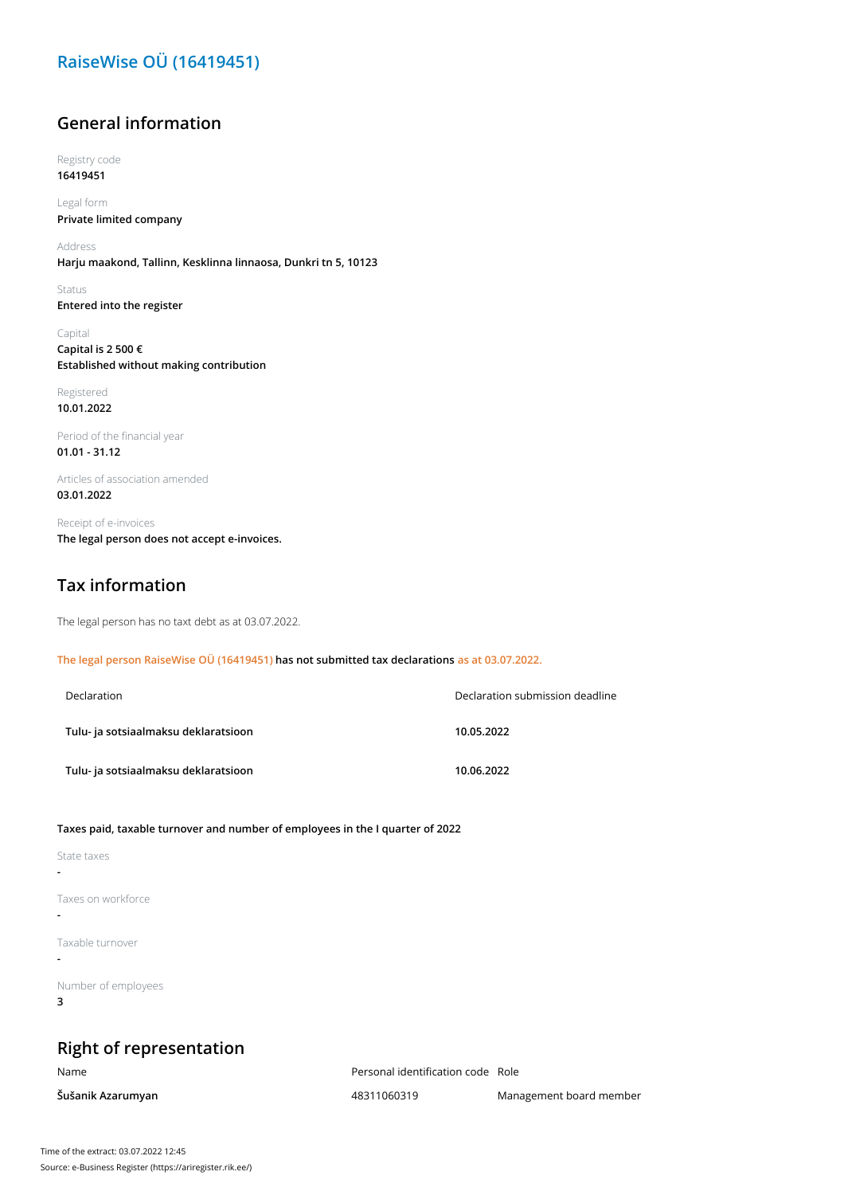# RaiseWise OÜ (16419451)

## General information

Registry code
**16419451**

Legal form
**Private limited company**

Address
**Harju maakond, Tallinn, Kesklinna linnaosa, Dunkri tn 5, 10123**

Status
**Entered into the register**

Capital
**Capital is 2 500 €**
**Established without making contribution**

Registered
**10.01.2022**

Period of the financial year
**01.01 - 31.12**

Articles of association amended
**03.01.2022**

Receipt of e-invoices
**The legal person does not accept e-invoices.**

## Tax information

The legal person has no taxt debt as at 03.07.2022.

**The legal person RaiseWise OÜ (16419451) has not submitted tax declarations as at 03.07.2022.**

| Declaration | Declaration submission deadline |
|---|---|
| **Tulu- ja sotsiaalmaksu deklaratsioon** | **10.05.2022** |
| **Tulu- ja sotsiaalmaksu deklaratsioon** | **10.06.2022** |

**Taxes paid, taxable turnover and number of employees in the I quarter of 2022**

State taxes
**-**

Taxes on workforce
**-**

Taxable turnover
**-**

Number of employees
**3**

## Right of representation

| Name | Personal identification code | Role |
|---|---|---|
| **Šušanik Azarumyan** | 48311060319 | Management board member |

Time of the extract: 03.07.2022 12:45
Source: e-Business Register (https://ariregister.rik.ee/)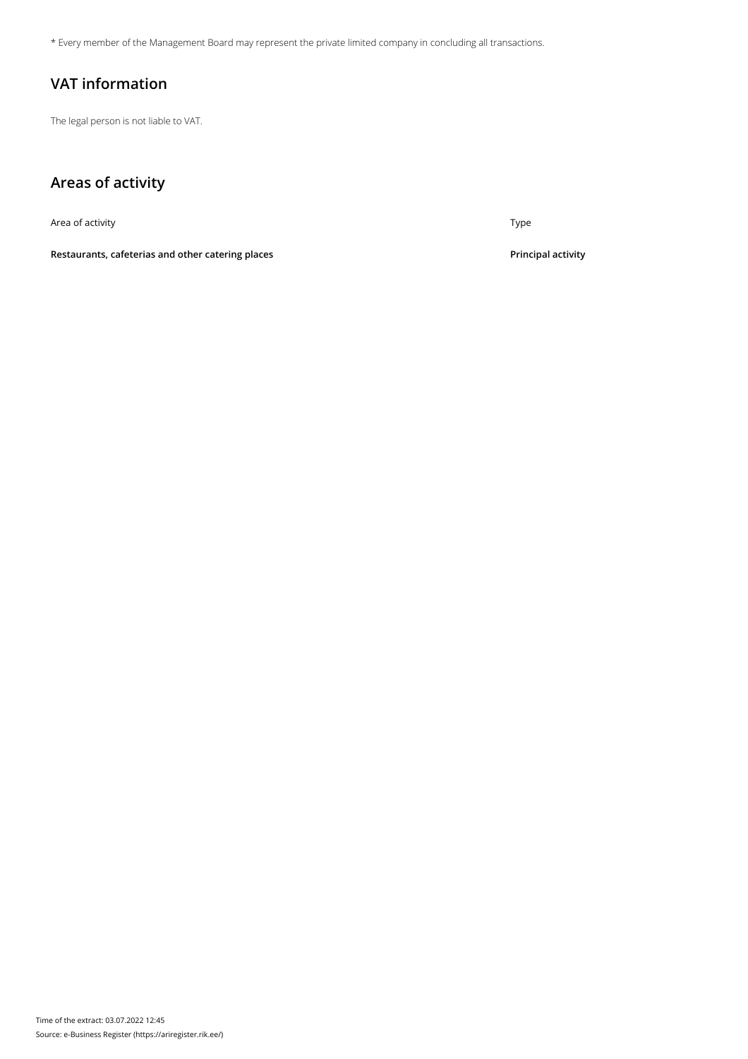* Every member of the Management Board may represent the private limited company in concluding all transactions.

## VAT information

The legal person is not liable to VAT.

## Areas of activity

| Area of activity | Type |
| --- | --- |
| **Restaurants, cafeterias and other catering places** | **Principal activity** |

Time of the extract: 03.07.2022 12:45
Source: e-Business Register (https://ariregister.rik.ee/)